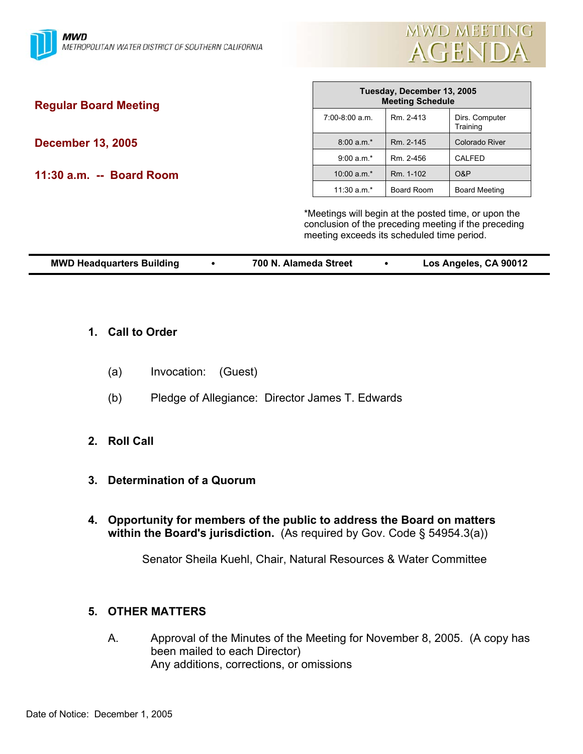MWD
METROPOLITAN WATER DISTRICT OF SOUTHERN CALIFORNIA

# MWD MEETING AGENDA

## Regular Board Meeting

**December 13, 2005**

**11:30 a.m. -- Board Room**

| Tuesday, December 13, 2005 Meeting Schedule | | |
|---|---|---|
| 7:00-8:00 a.m. | Rm. 2-413 | Dirs. Computer Training |
| 8:00 a.m.* | Rm. 2-145 | Colorado River |
| 9:00 a.m.* | Rm. 2-456 | CALFED |
| 10:00 a.m.* | Rm. 1-102 | O&P |
| 11:30 a.m.* | Board Room | Board Meeting |

*Meetings will begin at the posted time, or upon the conclusion of the preceding meeting if the preceding meeting exceeds its scheduled time period.

**MWD Headquarters Building • 700 N. Alameda Street • Los Angeles, CA 90012**

1. **Call to Order**

   (a) Invocation: (Guest)

   (b) Pledge of Allegiance: Director James T. Edwards

2. **Roll Call**

3. **Determination of a Quorum**

4. **Opportunity for members of the public to address the Board on matters within the Board's jurisdiction.** (As required by Gov. Code § 54954.3(a))

   Senator Sheila Kuehl, Chair, Natural Resources & Water Committee

5. **OTHER MATTERS**

   A. Approval of the Minutes of the Meeting for November 8, 2005. (A copy has been mailed to each Director)
   Any additions, corrections, or omissions

Date of Notice: December 1, 2005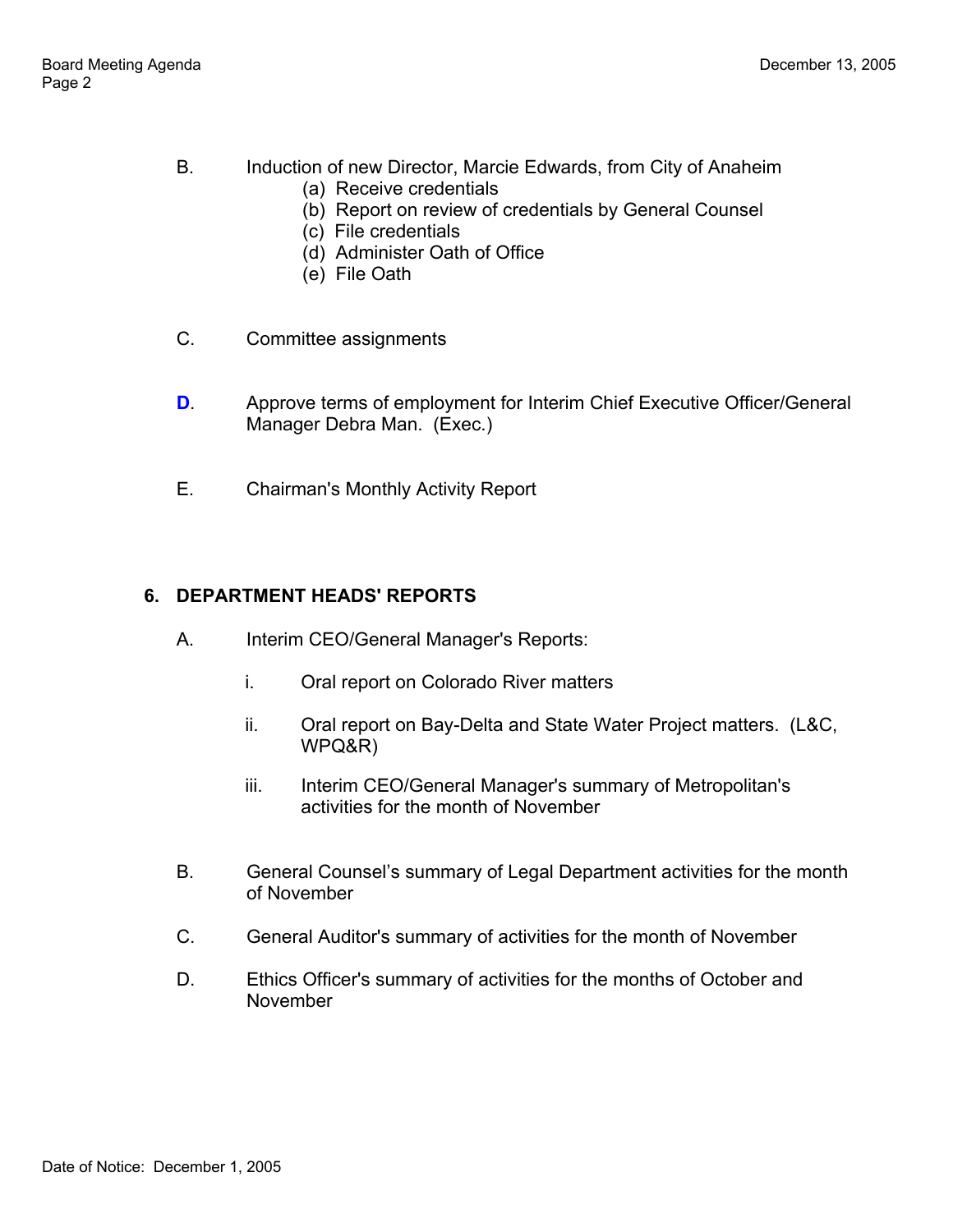B. Induction of new Director, Marcie Edwards, from City of Anaheim
   - (a) Receive credentials
   - (b) Report on review of credentials by General Counsel
   - (c) File credentials
   - (d) Administer Oath of Office
   - (e) File Oath

C. Committee assignments

**D**. Approve terms of employment for Interim Chief Executive Officer/General Manager Debra Man. (Exec.)

E. Chairman's Monthly Activity Report

**6. DEPARTMENT HEADS' REPORTS**

A. Interim CEO/General Manager's Reports:

   i. Oral report on Colorado River matters

   ii. Oral report on Bay-Delta and State Water Project matters. (L&C, WPQ&R)

   iii. Interim CEO/General Manager's summary of Metropolitan's activities for the month of November

B. General Counsel's summary of Legal Department activities for the month of November

C. General Auditor's summary of activities for the month of November

D. Ethics Officer's summary of activities for the months of October and November

Date of Notice: December 1, 2005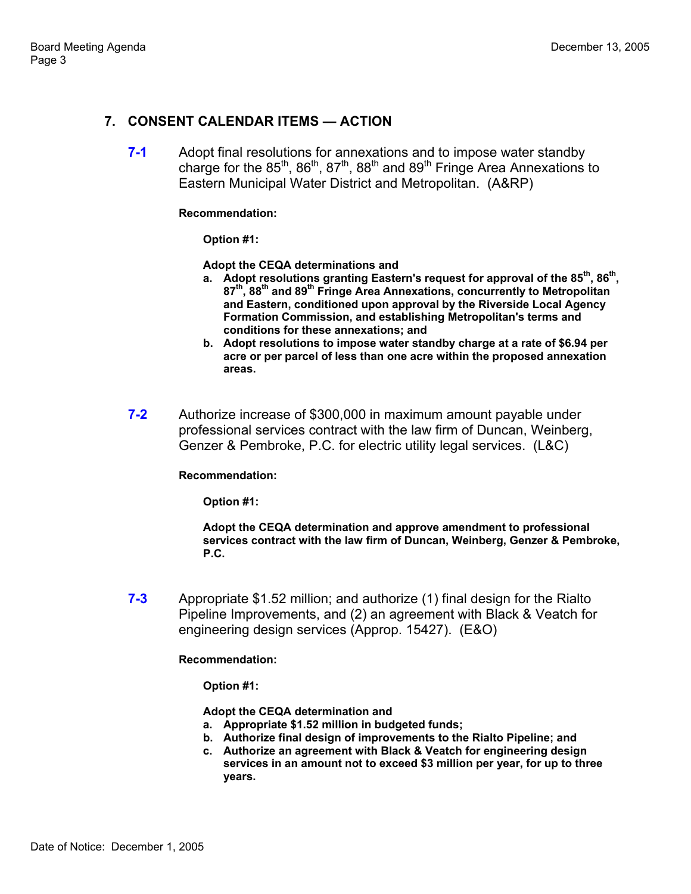## 7. CONSENT CALENDAR ITEMS — ACTION

**7-1** Adopt final resolutions for annexations and to impose water standby charge for the 85th, 86th, 87th, 88th and 89th Fringe Area Annexations to Eastern Municipal Water District and Metropolitan. (A&RP)

**Recommendation:**

**Option #1:**

**Adopt the CEQA determinations and**

**a. Adopt resolutions granting Eastern's request for approval of the 85th, 86th, 87th, 88th and 89th Fringe Area Annexations, concurrently to Metropolitan and Eastern, conditioned upon approval by the Riverside Local Agency Formation Commission, and establishing Metropolitan's terms and conditions for these annexations; and**

**b. Adopt resolutions to impose water standby charge at a rate of $6.94 per acre or per parcel of less than one acre within the proposed annexation areas.**

**7-2** Authorize increase of $300,000 in maximum amount payable under professional services contract with the law firm of Duncan, Weinberg, Genzer & Pembroke, P.C. for electric utility legal services. (L&C)

**Recommendation:**

**Option #1:**

**Adopt the CEQA determination and approve amendment to professional services contract with the law firm of Duncan, Weinberg, Genzer & Pembroke, P.C.**

**7-3** Appropriate $1.52 million; and authorize (1) final design for the Rialto Pipeline Improvements, and (2) an agreement with Black & Veatch for engineering design services (Approp. 15427). (E&O)

**Recommendation:**

**Option #1:**

**Adopt the CEQA determination and**

**a. Appropriate $1.52 million in budgeted funds;**

**b. Authorize final design of improvements to the Rialto Pipeline; and**

**c. Authorize an agreement with Black & Veatch for engineering design services in an amount not to exceed $3 million per year, for up to three years.**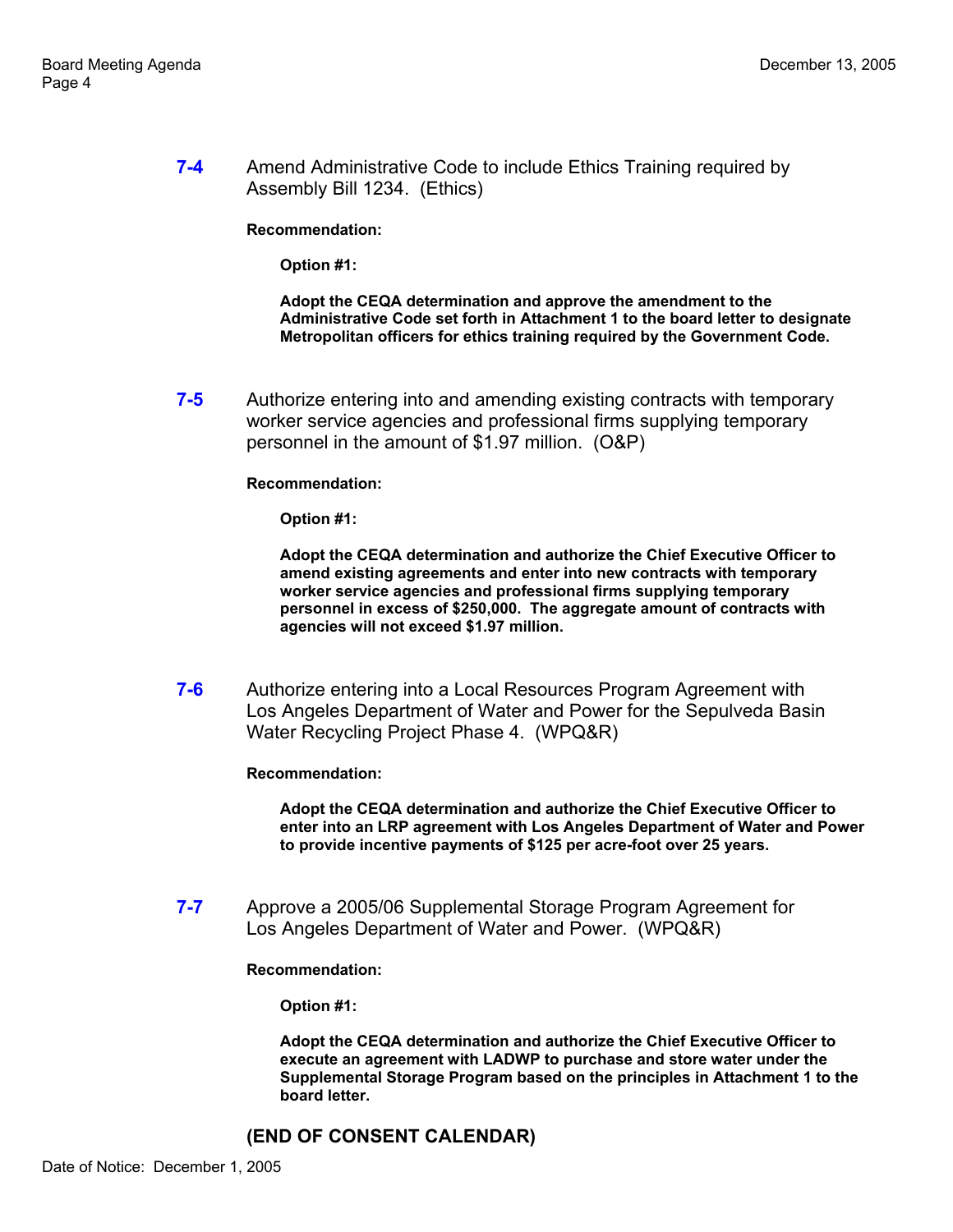**7-4** Amend Administrative Code to include Ethics Training required by Assembly Bill 1234. (Ethics)

**Recommendation:**

**Option #1:**

**Adopt the CEQA determination and approve the amendment to the Administrative Code set forth in Attachment 1 to the board letter to designate Metropolitan officers for ethics training required by the Government Code.**

**7-5** Authorize entering into and amending existing contracts with temporary worker service agencies and professional firms supplying temporary personnel in the amount of $1.97 million. (O&P)

**Recommendation:**

**Option #1:**

**Adopt the CEQA determination and authorize the Chief Executive Officer to amend existing agreements and enter into new contracts with temporary worker service agencies and professional firms supplying temporary personnel in excess of $250,000. The aggregate amount of contracts with agencies will not exceed $1.97 million.**

**7-6** Authorize entering into a Local Resources Program Agreement with Los Angeles Department of Water and Power for the Sepulveda Basin Water Recycling Project Phase 4. (WPQ&R)

**Recommendation:**

**Adopt the CEQA determination and authorize the Chief Executive Officer to enter into an LRP agreement with Los Angeles Department of Water and Power to provide incentive payments of $125 per acre-foot over 25 years.**

**7-7** Approve a 2005/06 Supplemental Storage Program Agreement for Los Angeles Department of Water and Power. (WPQ&R)

**Recommendation:**

**Option #1:**

**Adopt the CEQA determination and authorize the Chief Executive Officer to execute an agreement with LADWP to purchase and store water under the Supplemental Storage Program based on the principles in Attachment 1 to the board letter.**

**(END OF CONSENT CALENDAR)**

Date of Notice: December 1, 2005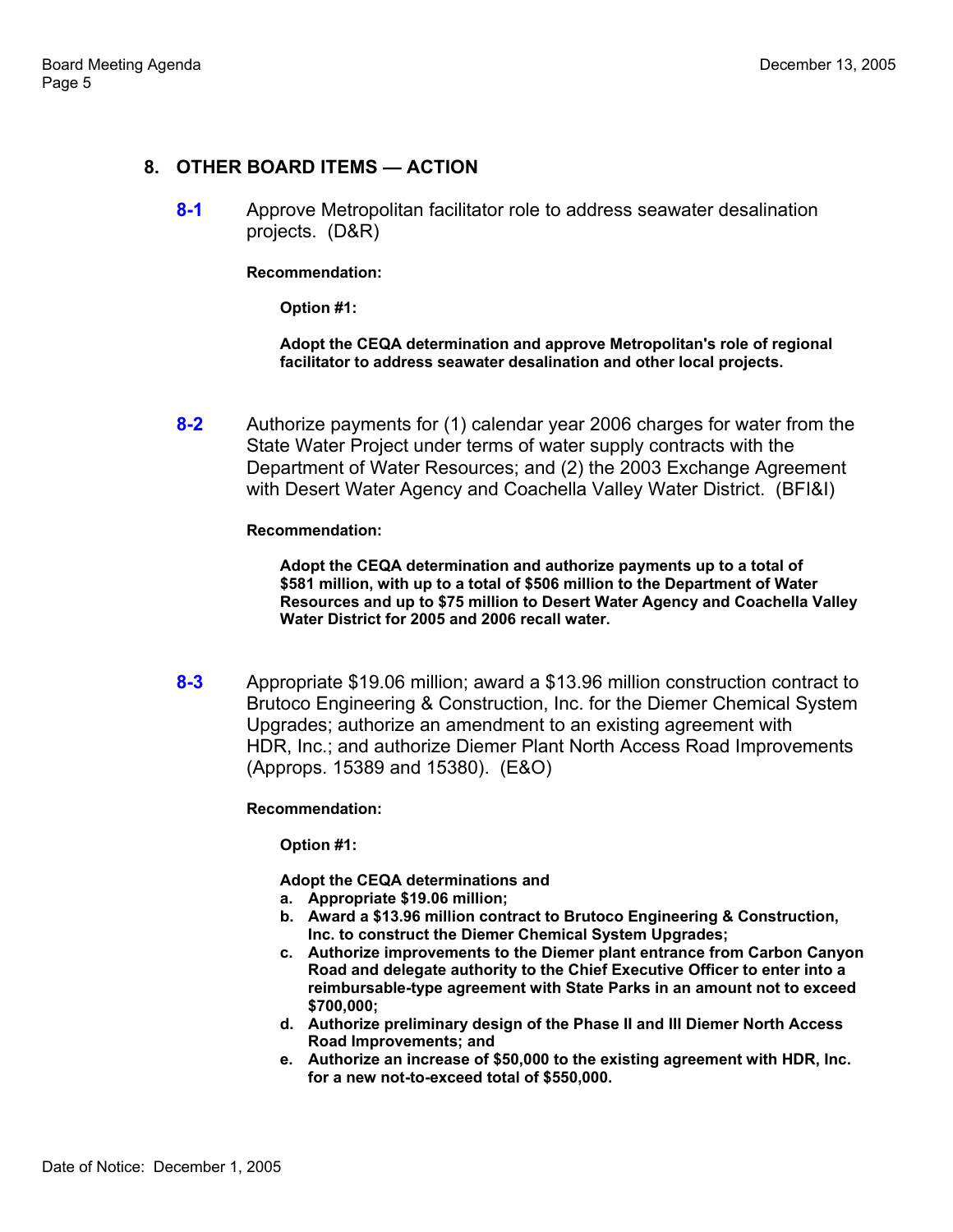## 8. OTHER BOARD ITEMS — ACTION

**8-1** Approve Metropolitan facilitator role to address seawater desalination projects. (D&R)

**Recommendation:**

**Option #1:**

**Adopt the CEQA determination and approve Metropolitan's role of regional facilitator to address seawater desalination and other local projects.**

**8-2** Authorize payments for (1) calendar year 2006 charges for water from the State Water Project under terms of water supply contracts with the Department of Water Resources; and (2) the 2003 Exchange Agreement with Desert Water Agency and Coachella Valley Water District. (BFI&I)

**Recommendation:**

**Adopt the CEQA determination and authorize payments up to a total of $581 million, with up to a total of $506 million to the Department of Water Resources and up to $75 million to Desert Water Agency and Coachella Valley Water District for 2005 and 2006 recall water.**

**8-3** Appropriate $19.06 million; award a $13.96 million construction contract to Brutoco Engineering & Construction, Inc. for the Diemer Chemical System Upgrades; authorize an amendment to an existing agreement with HDR, Inc.; and authorize Diemer Plant North Access Road Improvements (Approps. 15389 and 15380). (E&O)

**Recommendation:**

**Option #1:**

**Adopt the CEQA determinations and**

- **a. Appropriate $19.06 million;**
- **b. Award a $13.96 million contract to Brutoco Engineering & Construction, Inc. to construct the Diemer Chemical System Upgrades;**
- **c. Authorize improvements to the Diemer plant entrance from Carbon Canyon Road and delegate authority to the Chief Executive Officer to enter into a reimbursable-type agreement with State Parks in an amount not to exceed $700,000;**
- **d. Authorize preliminary design of the Phase II and III Diemer North Access Road Improvements; and**
- **e. Authorize an increase of $50,000 to the existing agreement with HDR, Inc. for a new not-to-exceed total of $550,000.**

Date of Notice: December 1, 2005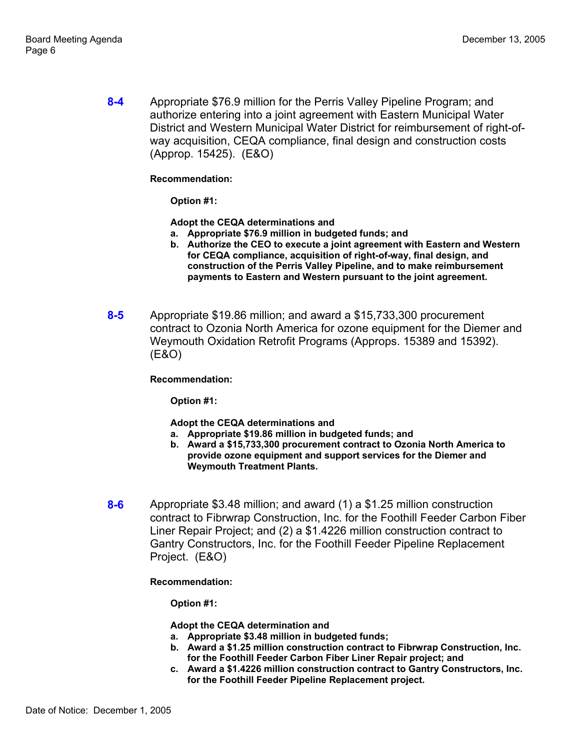**8-4** Appropriate $76.9 million for the Perris Valley Pipeline Program; and authorize entering into a joint agreement with Eastern Municipal Water District and Western Municipal Water District for reimbursement of right-of-way acquisition, CEQA compliance, final design and construction costs (Approp. 15425). (E&O)

**Recommendation:**

**Option #1:**

**Adopt the CEQA determinations and**

**a. Appropriate $76.9 million in budgeted funds; and**

**b. Authorize the CEO to execute a joint agreement with Eastern and Western for CEQA compliance, acquisition of right-of-way, final design, and construction of the Perris Valley Pipeline, and to make reimbursement payments to Eastern and Western pursuant to the joint agreement.**

**8-5** Appropriate $19.86 million; and award a $15,733,300 procurement contract to Ozonia North America for ozone equipment for the Diemer and Weymouth Oxidation Retrofit Programs (Approps. 15389 and 15392). (E&O)

**Recommendation:**

**Option #1:**

**Adopt the CEQA determinations and**

**a. Appropriate $19.86 million in budgeted funds; and**

**b. Award a $15,733,300 procurement contract to Ozonia North America to provide ozone equipment and support services for the Diemer and Weymouth Treatment Plants.**

**8-6** Appropriate $3.48 million; and award (1) a $1.25 million construction contract to Fibrwrap Construction, Inc. for the Foothill Feeder Carbon Fiber Liner Repair Project; and (2) a $1.4226 million construction contract to Gantry Constructors, Inc. for the Foothill Feeder Pipeline Replacement Project. (E&O)

**Recommendation:**

**Option #1:**

**Adopt the CEQA determination and**

**a. Appropriate $3.48 million in budgeted funds;**

**b. Award a $1.25 million construction contract to Fibrwrap Construction, Inc. for the Foothill Feeder Carbon Fiber Liner Repair project; and**

**c. Award a $1.4226 million construction contract to Gantry Constructors, Inc. for the Foothill Feeder Pipeline Replacement project.**

Date of Notice: December 1, 2005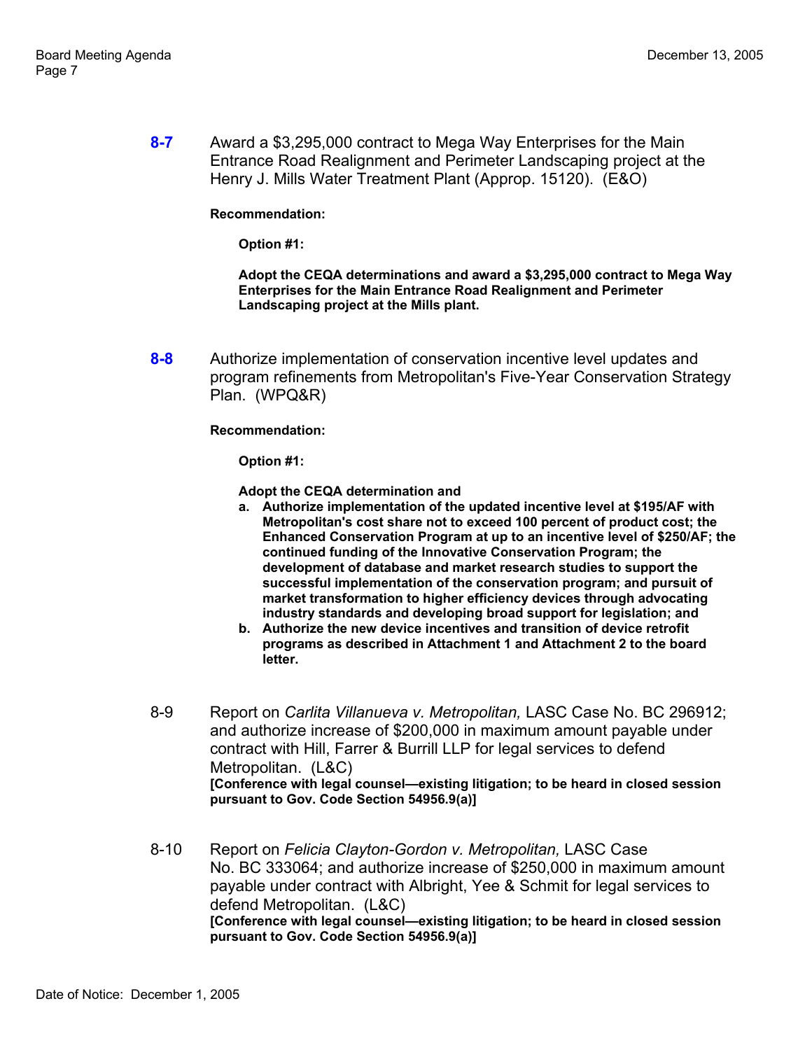**8-7** Award a $3,295,000 contract to Mega Way Enterprises for the Main Entrance Road Realignment and Perimeter Landscaping project at the Henry J. Mills Water Treatment Plant (Approp. 15120). (E&O)

**Recommendation:**

**Option #1:**

**Adopt the CEQA determinations and award a $3,295,000 contract to Mega Way Enterprises for the Main Entrance Road Realignment and Perimeter Landscaping project at the Mills plant.**

**8-8** Authorize implementation of conservation incentive level updates and program refinements from Metropolitan's Five-Year Conservation Strategy Plan. (WPQ&R)

**Recommendation:**

**Option #1:**

**Adopt the CEQA determination and**

**a. Authorize implementation of the updated incentive level at $195/AF with Metropolitan's cost share not to exceed 100 percent of product cost; the Enhanced Conservation Program at up to an incentive level of $250/AF; the continued funding of the Innovative Conservation Program; the development of database and market research studies to support the successful implementation of the conservation program; and pursuit of market transformation to higher efficiency devices through advocating industry standards and developing broad support for legislation; and**

**b. Authorize the new device incentives and transition of device retrofit programs as described in Attachment 1 and Attachment 2 to the board letter.**

8-9 Report on *Carlita Villanueva v. Metropolitan,* LASC Case No. BC 296912; and authorize increase of $200,000 in maximum amount payable under contract with Hill, Farrer & Burrill LLP for legal services to defend Metropolitan. (L&C)
**[Conference with legal counsel—existing litigation; to be heard in closed session pursuant to Gov. Code Section 54956.9(a)]**

8-10 Report on *Felicia Clayton-Gordon v. Metropolitan,* LASC Case No. BC 333064; and authorize increase of $250,000 in maximum amount payable under contract with Albright, Yee & Schmit for legal services to defend Metropolitan. (L&C)
**[Conference with legal counsel—existing litigation; to be heard in closed session pursuant to Gov. Code Section 54956.9(a)]**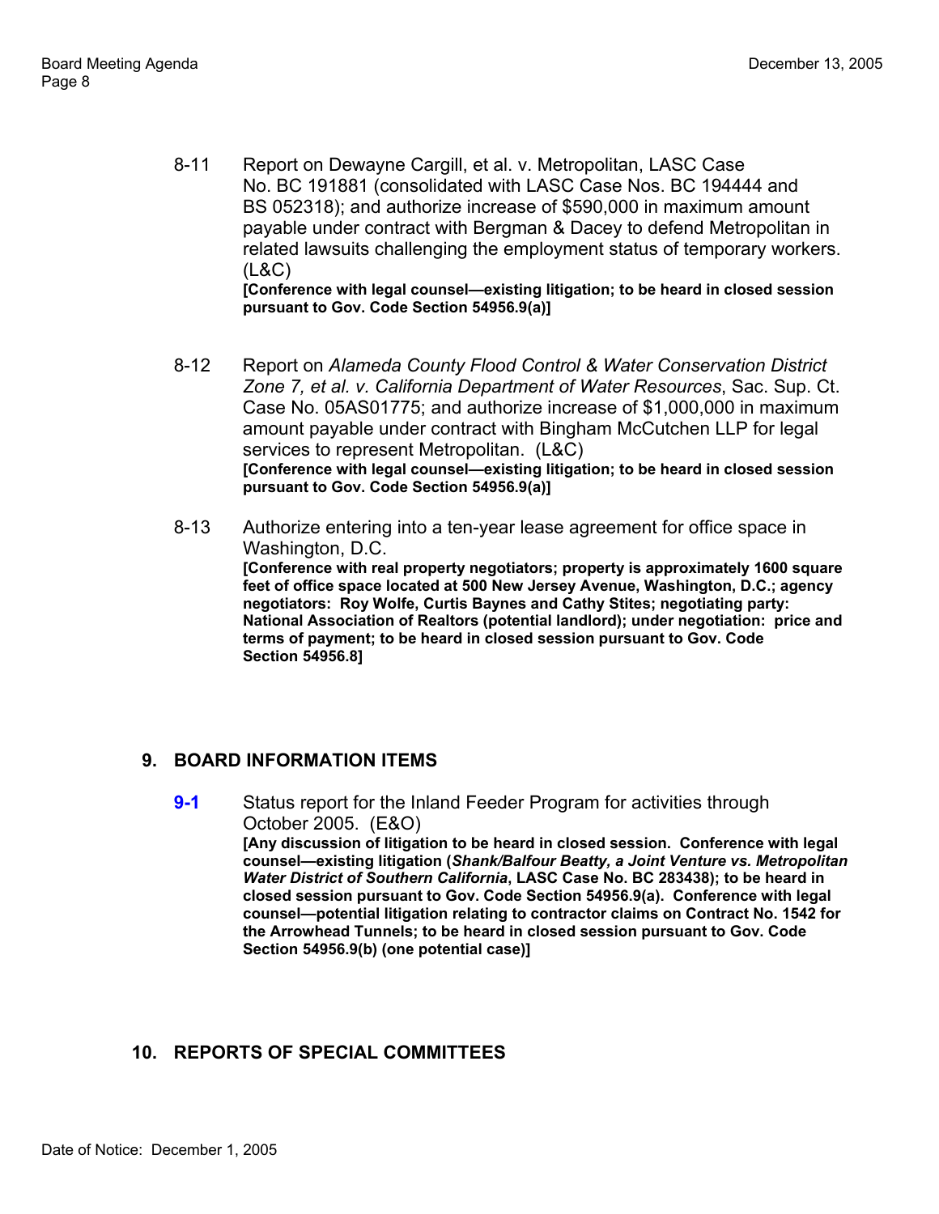8-11 Report on Dewayne Cargill, et al. v. Metropolitan, LASC Case No. BC 191881 (consolidated with LASC Case Nos. BC 194444 and BS 052318); and authorize increase of $590,000 in maximum amount payable under contract with Bergman & Dacey to defend Metropolitan in related lawsuits challenging the employment status of temporary workers. (L&C)
**[Conference with legal counsel—existing litigation; to be heard in closed session pursuant to Gov. Code Section 54956.9(a)]**

8-12 Report on *Alameda County Flood Control & Water Conservation District Zone 7, et al. v. California Department of Water Resources*, Sac. Sup. Ct. Case No. 05AS01775; and authorize increase of $1,000,000 in maximum amount payable under contract with Bingham McCutchen LLP for legal services to represent Metropolitan. (L&C)
**[Conference with legal counsel—existing litigation; to be heard in closed session pursuant to Gov. Code Section 54956.9(a)]**

8-13 Authorize entering into a ten-year lease agreement for office space in Washington, D.C.
**[Conference with real property negotiators; property is approximately 1600 square feet of office space located at 500 New Jersey Avenue, Washington, D.C.; agency negotiators: Roy Wolfe, Curtis Baynes and Cathy Stites; negotiating party: National Association of Realtors (potential landlord); under negotiation: price and terms of payment; to be heard in closed session pursuant to Gov. Code Section 54956.8]**

## 9. BOARD INFORMATION ITEMS

**9-1** Status report for the Inland Feeder Program for activities through October 2005. (E&O)
**[Any discussion of litigation to be heard in closed session. Conference with legal counsel—existing litigation (*Shank/Balfour Beatty, a Joint Venture vs. Metropolitan Water District of Southern California*, LASC Case No. BC 283438); to be heard in closed session pursuant to Gov. Code Section 54956.9(a). Conference with legal counsel—potential litigation relating to contractor claims on Contract No. 1542 for the Arrowhead Tunnels; to be heard in closed session pursuant to Gov. Code Section 54956.9(b) (one potential case)]**

## 10. REPORTS OF SPECIAL COMMITTEES

Date of Notice: December 1, 2005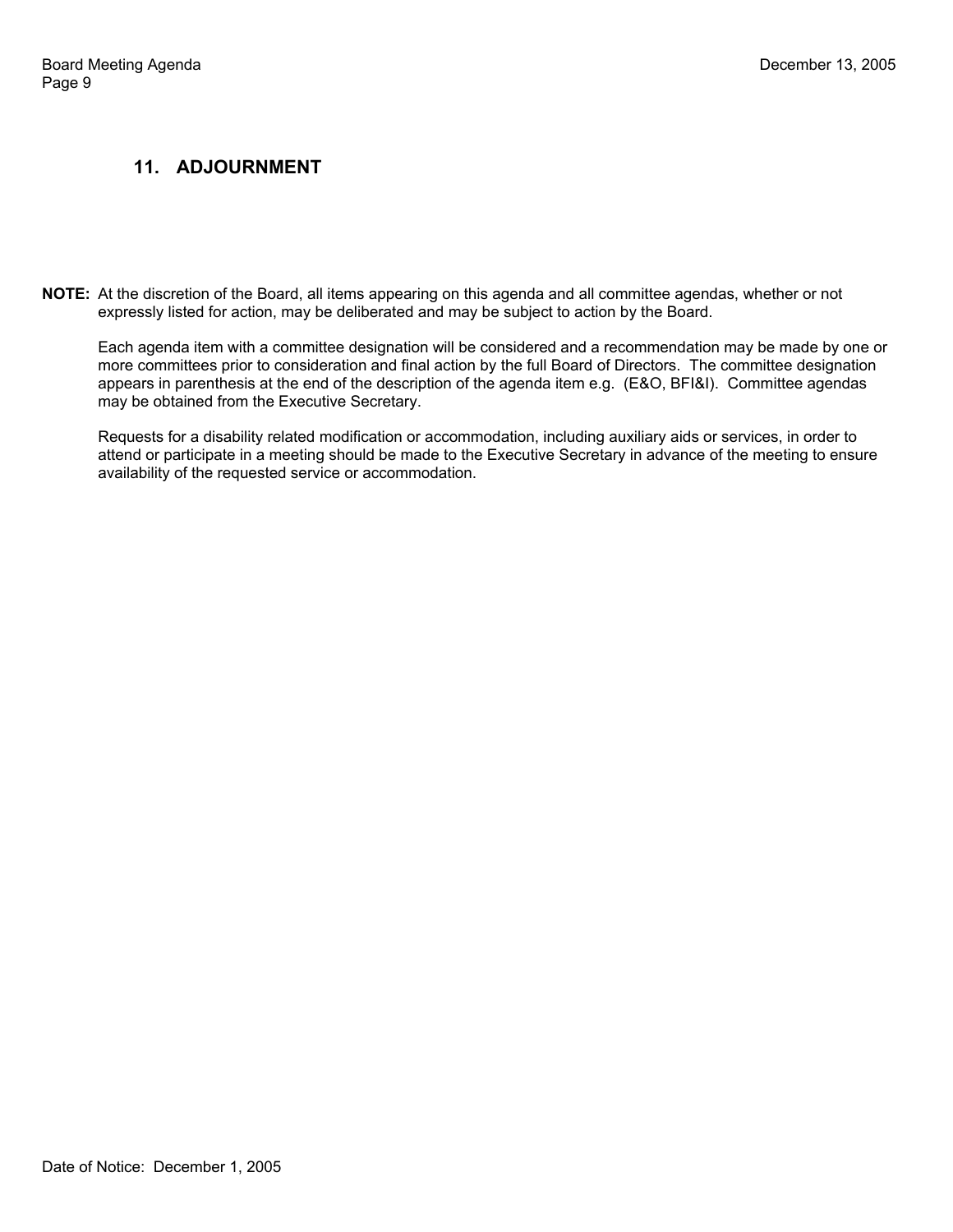## 11. ADJOURNMENT

**NOTE:** At the discretion of the Board, all items appearing on this agenda and all committee agendas, whether or not expressly listed for action, may be deliberated and may be subject to action by the Board.

Each agenda item with a committee designation will be considered and a recommendation may be made by one or more committees prior to consideration and final action by the full Board of Directors. The committee designation appears in parenthesis at the end of the description of the agenda item e.g. (E&O, BFI&I). Committee agendas may be obtained from the Executive Secretary.

Requests for a disability related modification or accommodation, including auxiliary aids or services, in order to attend or participate in a meeting should be made to the Executive Secretary in advance of the meeting to ensure availability of the requested service or accommodation.

Date of Notice: December 1, 2005